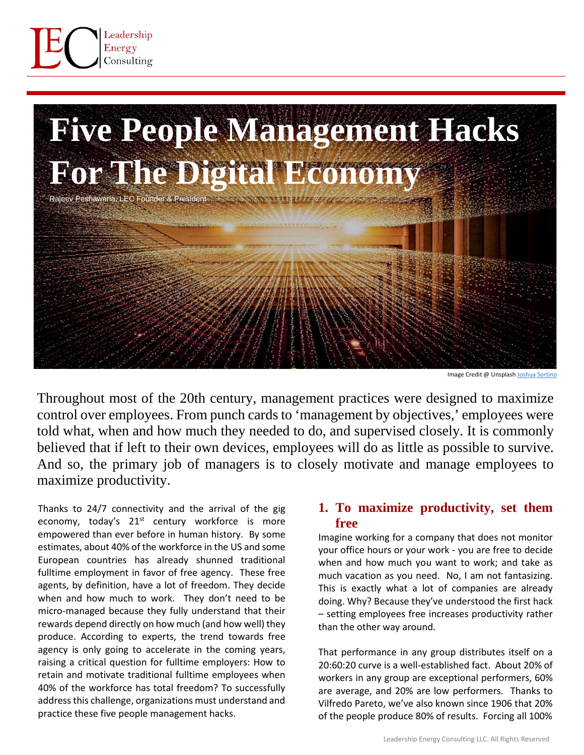# Five People Management Hacks For The Digital Economy

Rajeev Peshawaria, LEC Founder & President

Image Credit @ Unsplash Joshua Sortino

Throughout most of the 20th century, management practices were designed to maximize control over employees. From punch cards to 'management by objectives,' employees were told what, when and how much they needed to do, and supervised closely. It is commonly believed that if left to their own devices, employees will do as little as possible to survive. And so, the primary job of managers is to closely motivate and manage employees to maximize productivity.

Thanks to 24/7 connectivity and the arrival of the gig economy, today's 21st century workforce is more empowered than ever before in human history. By some estimates, about 40% of the workforce in the US and some European countries has already shunned traditional fulltime employment in favor of free agency. These free agents, by definition, have a lot of freedom. They decide when and how much to work. They don't need to be micro-managed because they fully understand that their rewards depend directly on how much (and how well) they produce. According to experts, the trend towards free agency is only going to accelerate in the coming years, raising a critical question for fulltime employers: How to retain and motivate traditional fulltime employees when 40% of the workforce has total freedom? To successfully address this challenge, organizations must understand and practice these five people management hacks.

## 1. To maximize productivity, set them free

Imagine working for a company that does not monitor your office hours or your work - you are free to decide when and how much you want to work; and take as much vacation as you need. No, I am not fantasizing. This is exactly what a lot of companies are already doing. Why? Because they've understood the first hack – setting employees free increases productivity rather than the other way around.

That performance in any group distributes itself on a 20:60:20 curve is a well-established fact. About 20% of workers in any group are exceptional performers, 60% are average, and 20% are low performers. Thanks to Vilfredo Pareto, we've also known since 1906 that 20% of the people produce 80% of results. Forcing all 100%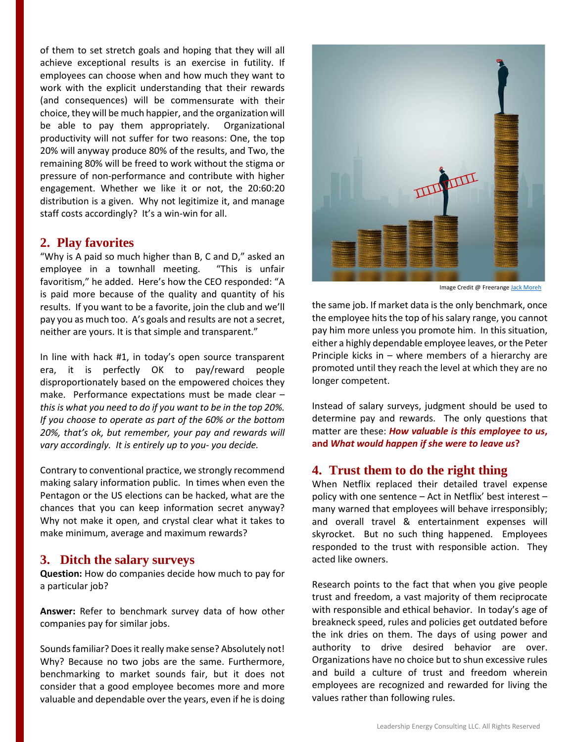of them to set stretch goals and hoping that they will all achieve exceptional results is an exercise in futility. If employees can choose when and how much they want to work with the explicit understanding that their rewards (and consequences) will be commensurate with their choice, they will be much happier, and the organization will be able to pay them appropriately. Organizational productivity will not suffer for two reasons: One, the top 20% will anyway produce 80% of the results, and Two, the remaining 80% will be freed to work without the stigma or pressure of non-performance and contribute with higher engagement. Whether we like it or not, the 20:60:20 distribution is a given. Why not legitimize it, and manage staff costs accordingly? It's a win-win for all.

## 2. Play favorites

"Why is A paid so much higher than B, C and D," asked an employee in a townhall meeting. "This is unfair favoritism," he added. Here's how the CEO responded: "A is paid more because of the quality and quantity of his results. If you want to be a favorite, join the club and we'll pay you as much too. A's goals and results are not a secret, neither are yours. It is that simple and transparent."

In line with hack #1, in today's open source transparent era, it is perfectly OK to pay/reward people disproportionately based on the empowered choices they make. Performance expectations must be made clear – *this is what you need to do if you want to be in the top 20%. If you choose to operate as part of the 60% or the bottom 20%, that's ok, but remember, your pay and rewards will vary accordingly. It is entirely up to you- you decide.*

Contrary to conventional practice, we strongly recommend making salary information public. In times when even the Pentagon or the US elections can be hacked, what are the chances that you can keep information secret anyway? Why not make it open, and crystal clear what it takes to make minimum, average and maximum rewards?

## 3. Ditch the salary surveys

**Question:** How do companies decide how much to pay for a particular job?

**Answer:** Refer to benchmark survey data of how other companies pay for similar jobs.

Sounds familiar? Does it really make sense? Absolutely not! Why? Because no two jobs are the same. Furthermore, benchmarking to market sounds fair, but it does not consider that a good employee becomes more and more valuable and dependable over the years, even if he is doing the same job. If market data is the only benchmark, once the employee hits the top of his salary range, you cannot pay him more unless you promote him. In this situation, either a highly dependable employee leaves, or the Peter Principle kicks in – where members of a hierarchy are promoted until they reach the level at which they are no longer competent.

Image Credit @ Freerange Jack Moreh

Instead of salary surveys, judgment should be used to determine pay and rewards. The only questions that matter are these: ***How valuable is this employee to us*, and *What would happen if she were to leave us*?**

## 4. Trust them to do the right thing

When Netflix replaced their detailed travel expense policy with one sentence – Act in Netflix' best interest – many warned that employees will behave irresponsibly; and overall travel & entertainment expenses will skyrocket. But no such thing happened. Employees responded to the trust with responsible action. They acted like owners.

Research points to the fact that when you give people trust and freedom, a vast majority of them reciprocate with responsible and ethical behavior. In today's age of breakneck speed, rules and policies get outdated before the ink dries on them. The days of using power and authority to drive desired behavior are over. Organizations have no choice but to shun excessive rules and build a culture of trust and freedom wherein employees are recognized and rewarded for living the values rather than following rules.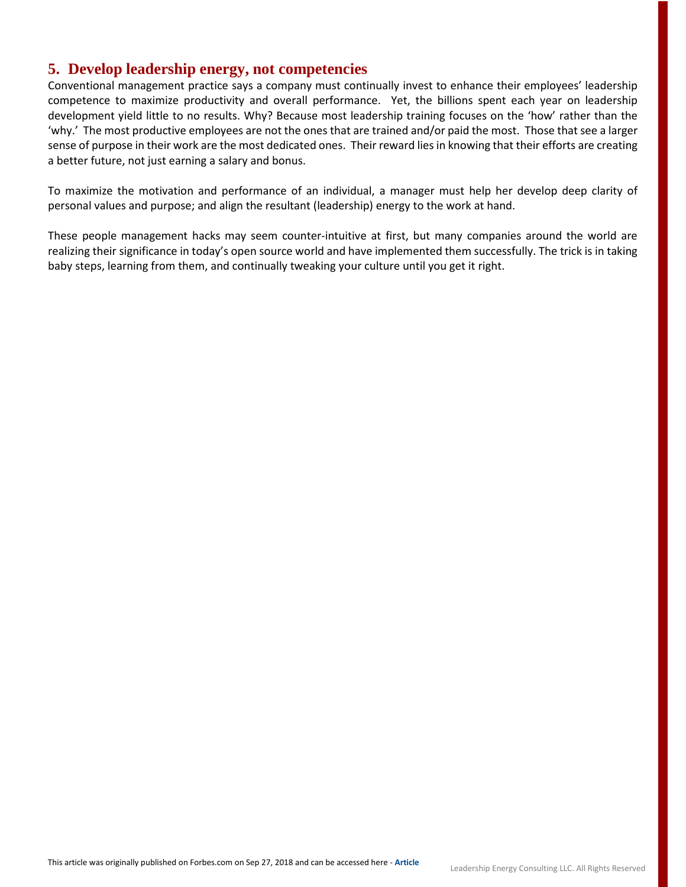## 5. Develop leadership energy, not competencies

Conventional management practice says a company must continually invest to enhance their employees' leadership competence to maximize productivity and overall performance. Yet, the billions spent each year on leadership development yield little to no results. Why? Because most leadership training focuses on the 'how' rather than the 'why.' The most productive employees are not the ones that are trained and/or paid the most. Those that see a larger sense of purpose in their work are the most dedicated ones. Their reward lies in knowing that their efforts are creating a better future, not just earning a salary and bonus.

To maximize the motivation and performance of an individual, a manager must help her develop deep clarity of personal values and purpose; and align the resultant (leadership) energy to the work at hand.

These people management hacks may seem counter-intuitive at first, but many companies around the world are realizing their significance in today's open source world and have implemented them successfully. The trick is in taking baby steps, learning from them, and continually tweaking your culture until you get it right.